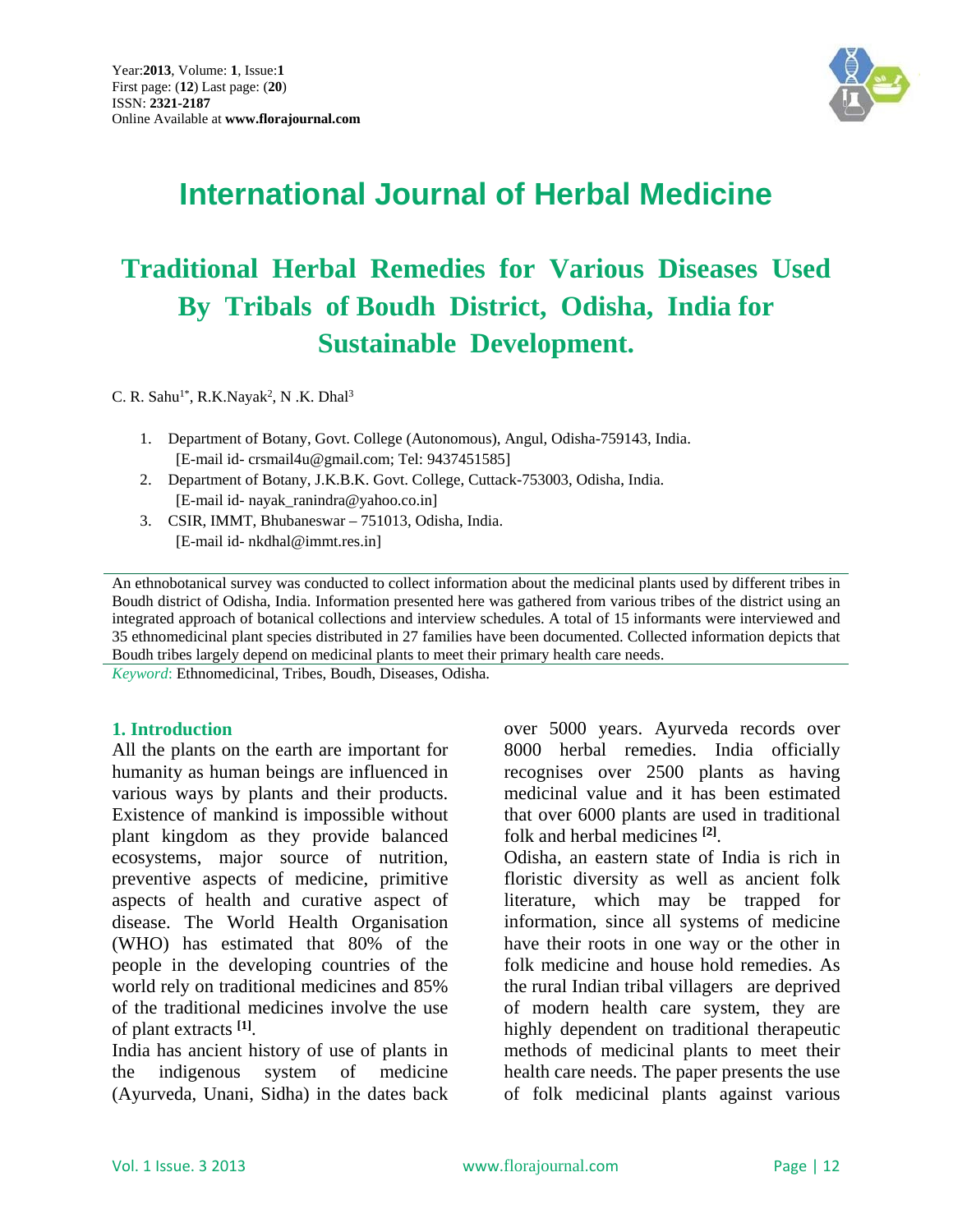# International Journal of Herbal Medicine

## Traditional Herbal Remedies for Various Diseases Used By Tribals of Boudh District, Odisha, India for Sustainable Development.

C. R. Sahu[1*], R.K.Nayak[2], N .K. Dhal[3]

1. Department of Botany, Govt. College (Autonomous), Angul, Odisha-759143, India.
   [E-mail id- crsmail4u@gmail.com; Tel: 9437451585]
2. Department of Botany, J.K.B.K. Govt. College, Cuttack-753003, Odisha, India.
   [E-mail id- nayak_ranindra@yahoo.co.in]
3. CSIR, IMMT, Bhubaneswar – 751013, Odisha, India.
   [E-mail id- nkdhal@immt.res.in]

An ethnobotanical survey was conducted to collect information about the medicinal plants used by different tribes in Boudh district of Odisha, India. Information presented here was gathered from various tribes of the district using an integrated approach of botanical collections and interview schedules. A total of 15 informants were interviewed and 35 ethnomedicinal plant species distributed in 27 families have been documented. Collected information depicts that Boudh tribes largely depend on medicinal plants to meet their primary health care needs.

*Keyword*: Ethnomedicinal, Tribes, Boudh, Diseases, Odisha.

### 1. Introduction

All the plants on the earth are important for humanity as human beings are influenced in various ways by plants and their products. Existence of mankind is impossible without plant kingdom as they provide balanced ecosystems, major source of nutrition, preventive aspects of medicine, primitive aspects of health and curative aspect of disease. The World Health Organisation (WHO) has estimated that 80% of the people in the developing countries of the world rely on traditional medicines and 85% of the traditional medicines involve the use of plant extracts [1].

India has ancient history of use of plants in the indigenous system of medicine (Ayurveda, Unani, Sidha) in the dates back over 5000 years. Ayurveda records over 8000 herbal remedies. India officially recognises over 2500 plants as having medicinal value and it has been estimated that over 6000 plants are used in traditional folk and herbal medicines [2].

Odisha, an eastern state of India is rich in floristic diversity as well as ancient folk literature, which may be trapped for information, since all systems of medicine have their roots in one way or the other in folk medicine and house hold remedies. As the rural Indian tribal villagers are deprived of modern health care system, they are highly dependent on traditional therapeutic methods of medicinal plants to meet their health care needs. The paper presents the use of folk medicinal plants against various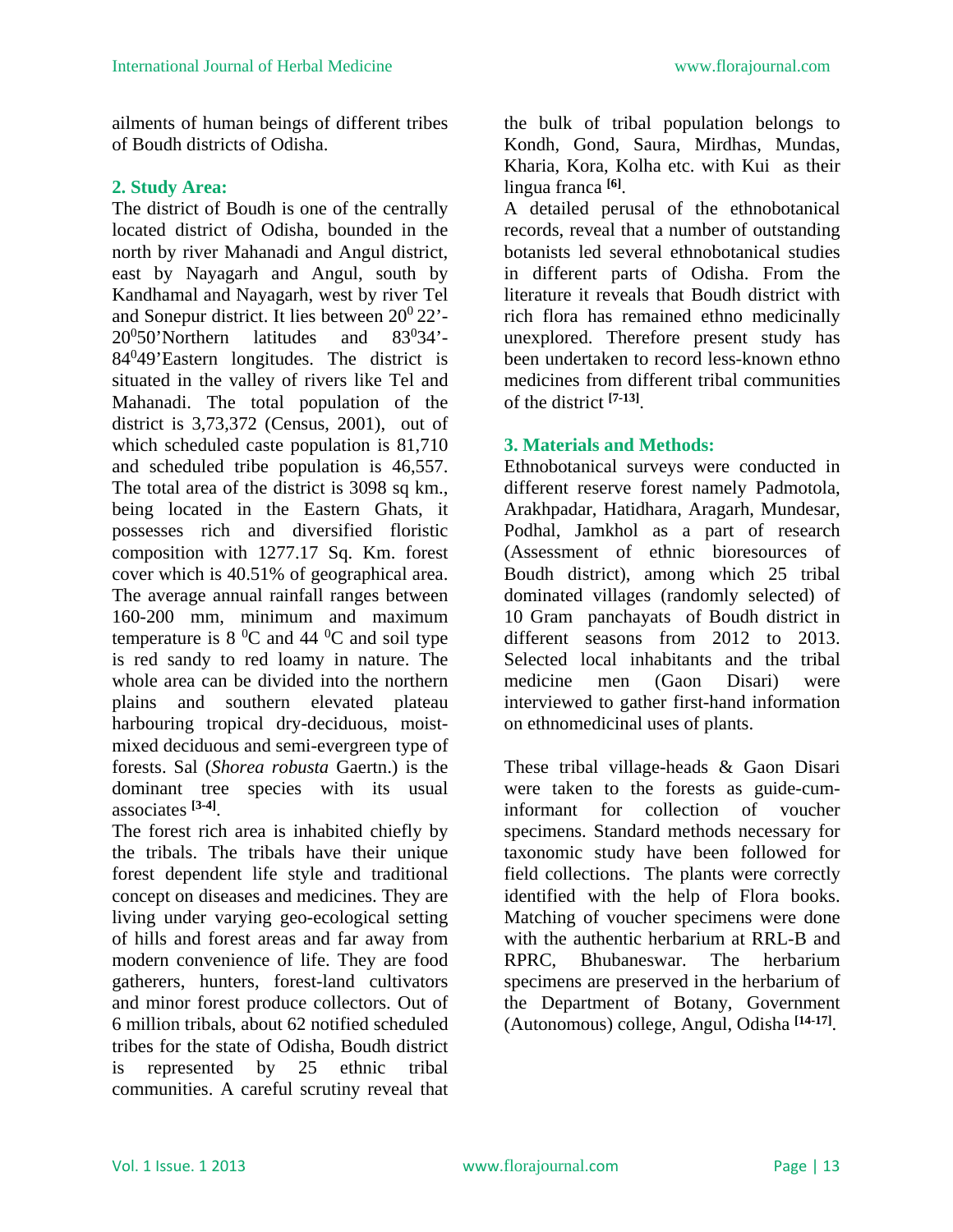ailments of human beings of different tribes of Boudh districts of Odisha.

## 2. Study Area:

The district of Boudh is one of the centrally located district of Odisha, bounded in the north by river Mahanadi and Angul district, east by Nayagarh and Angul, south by Kandhamal and Nayagarh, west by river Tel and Sonepur district. It lies between $20^0$ 22'-$20^0$50'Northern latitudes and $83^0$34'-$84^0$49'Eastern longitudes. The district is situated in the valley of rivers like Tel and Mahanadi. The total population of the district is 3,73,372 (Census, 2001), out of which scheduled caste population is 81,710 and scheduled tribe population is 46,557. The total area of the district is 3098 sq km., being located in the Eastern Ghats, it possesses rich and diversified floristic composition with 1277.17 Sq. Km. forest cover which is 40.51% of geographical area. The average annual rainfall ranges between 160-200 mm, minimum and maximum temperature is 8 $^0$C and 44 $^0$C and soil type is red sandy to red loamy in nature. The whole area can be divided into the northern plains and southern elevated plateau harbouring tropical dry-deciduous, moist-mixed deciduous and semi-evergreen type of forests. Sal (*Shorea robusta* Gaertn.) is the dominant tree species with its usual associates [3-4].

The forest rich area is inhabited chiefly by the tribals. The tribals have their unique forest dependent life style and traditional concept on diseases and medicines. They are living under varying geo-ecological setting of hills and forest areas and far away from modern convenience of life. They are food gatherers, hunters, forest-land cultivators and minor forest produce collectors. Out of 6 million tribals, about 62 notified scheduled tribes for the state of Odisha, Boudh district is represented by 25 ethnic tribal communities. A careful scrutiny reveal that the bulk of tribal population belongs to Kondh, Gond, Saura, Mirdhas, Mundas, Kharia, Kora, Kolha etc. with Kui as their lingua franca [6].

A detailed perusal of the ethnobotanical records, reveal that a number of outstanding botanists led several ethnobotanical studies in different parts of Odisha. From the literature it reveals that Boudh district with rich flora has remained ethno medicinally unexplored. Therefore present study has been undertaken to record less-known ethno medicines from different tribal communities of the district [7-13].

## 3. Materials and Methods:

Ethnobotanical surveys were conducted in different reserve forest namely Padmotola, Arakhpadar, Hatidhara, Aragarh, Mundesar, Podhal, Jamkhol as a part of research (Assessment of ethnic bioresources of Boudh district), among which 25 tribal dominated villages (randomly selected) of 10 Gram panchayats of Boudh district in different seasons from 2012 to 2013. Selected local inhabitants and the tribal medicine men (Gaon Disari) were interviewed to gather first-hand information on ethnomedicinal uses of plants.

These tribal village-heads & Gaon Disari were taken to the forests as guide-cum-informant for collection of voucher specimens. Standard methods necessary for taxonomic study have been followed for field collections. The plants were correctly identified with the help of Flora books. Matching of voucher specimens were done with the authentic herbarium at RRL-B and RPRC, Bhubaneswar. The herbarium specimens are preserved in the herbarium of the Department of Botany, Government (Autonomous) college, Angul, Odisha [14-17].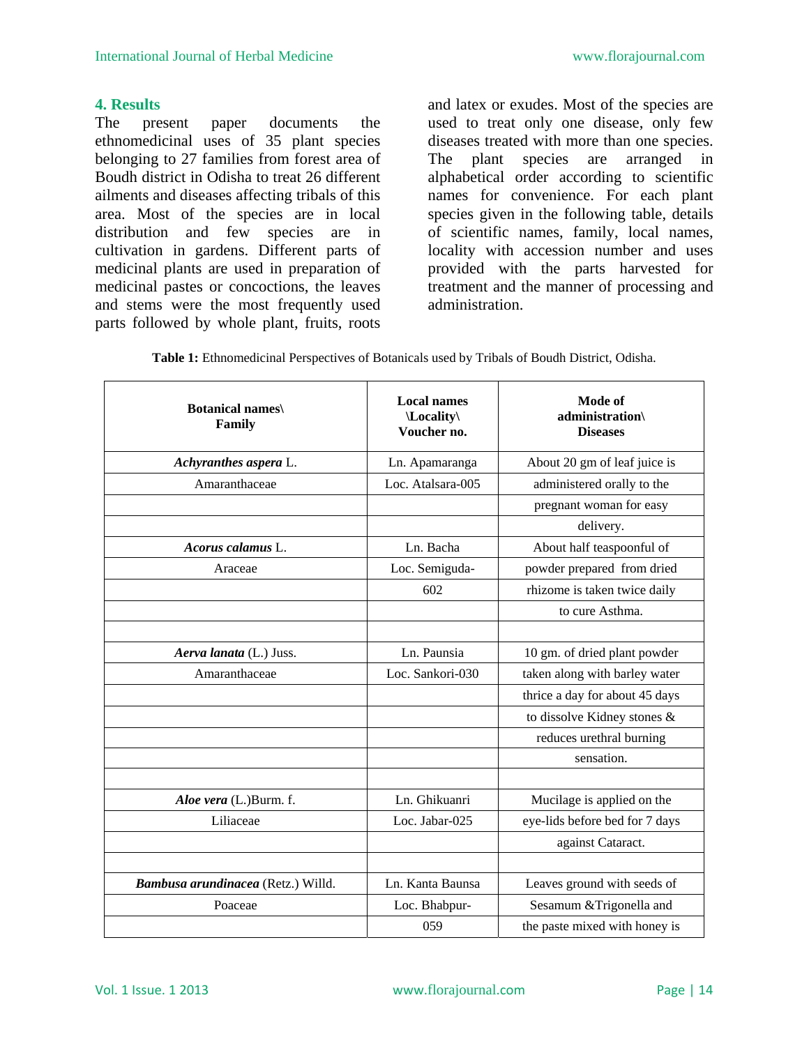## 4. Results

The present paper documents the ethnomedicinal uses of 35 plant species belonging to 27 families from forest area of Boudh district in Odisha to treat 26 different ailments and diseases affecting tribals of this area. Most of the species are in local distribution and few species are in cultivation in gardens. Different parts of medicinal plants are used in preparation of medicinal pastes or concoctions, the leaves and stems were the most frequently used parts followed by whole plant, fruits, roots and latex or exudes. Most of the species are used to treat only one disease, only few diseases treated with more than one species. The plant species are arranged in alphabetical order according to scientific names for convenience. For each plant species given in the following table, details of scientific names, family, local names, locality with accession number and uses provided with the parts harvested for treatment and the manner of processing and administration.

**Table 1:** Ethnomedicinal Perspectives of Botanicals used by Tribals of Boudh District, Odisha.

| **Botanical names\ Family** | **Local names \Locality\ Voucher no.** | **Mode of administration\ Diseases** |
|---|---|---|
| ***Achyranthes aspera*** L. | Ln. Apamaranga | About 20 gm of leaf juice is |
| Amaranthaceae | Loc. Atalsara-005 | administered orally to the |
| | | pregnant woman for easy |
| | | delivery. |
| ***Acorus calamus*** L. | Ln. Bacha | About half teaspoonful of |
| Araceae | Loc. Semiguda- | powder prepared from dried |
| | 602 | rhizome is taken twice daily |
| | | to cure Asthma. |
| | | |
| ***Aerva lanata*** (L.) Juss. | Ln. Paunsia | 10 gm. of dried plant powder |
| Amaranthaceae | Loc. Sankori-030 | taken along with barley water |
| | | thrice a day for about 45 days |
| | | to dissolve Kidney stones & |
| | | reduces urethral burning |
| | | sensation. |
| | | |
| ***Aloe vera*** (L.)Burm. f. | Ln. Ghikuanri | Mucilage is applied on the |
| Liliaceae | Loc. Jabar-025 | eye-lids before bed for 7 days |
| | | against Cataract. |
| | | |
| ***Bambusa arundinacea*** (Retz.) Willd. | Ln. Kanta Baunsa | Leaves ground with seeds of |
| Poaceae | Loc. Bhabpur- | Sesamum &Trigonella and |
| | 059 | the paste mixed with honey is |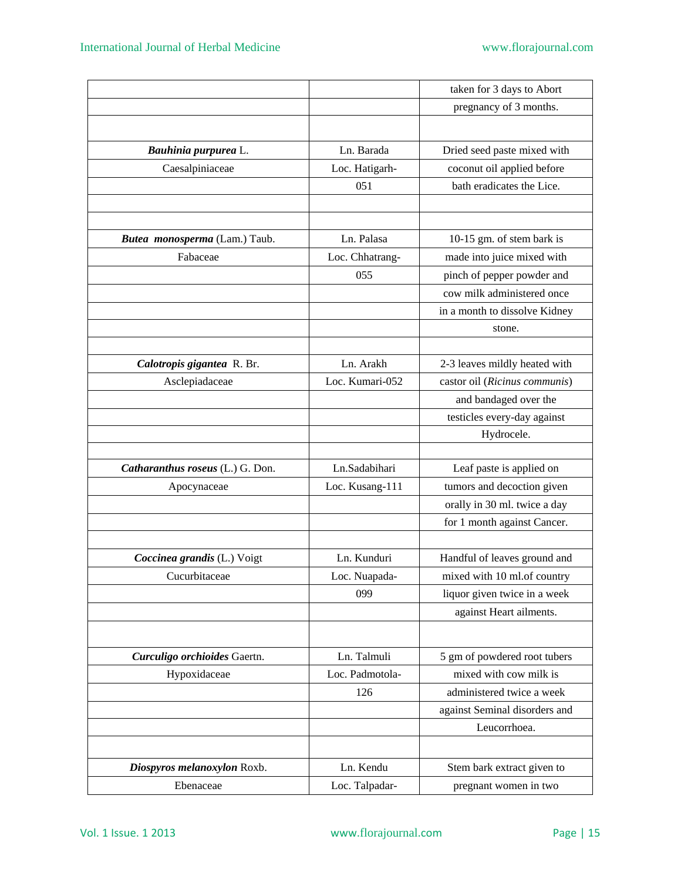| | | |
|---|---|---|
| | | taken for 3 days to Abort pregnancy of 3 months. |
| ***Bauhinia purpurea*** L. Caesalpiniaceae | Ln. Barada Loc. Hatigarh-051 | Dried seed paste mixed with coconut oil applied before bath eradicates the Lice. |
| ***Butea monosperma*** (Lam.) Taub. Fabaceae | Ln. Palasa Loc. Chhatrang-055 | 10-15 gm. of stem bark is made into juice mixed with pinch of pepper powder and cow milk administered once in a month to dissolve Kidney stone. |
| ***Calotropis gigantea*** R. Br. Asclepiadaceae | Ln. Arakh Loc. Kumari-052 | 2-3 leaves mildly heated with castor oil (*Ricinus communis*) and bandaged over the testicles every-day against Hydrocele. |
| ***Catharanthus roseus*** (L.) G. Don. Apocynaceae | Ln.Sadabihari Loc. Kusang-111 | Leaf paste is applied on tumors and decoction given orally in 30 ml. twice a day for 1 month against Cancer. |
| ***Coccinea grandis*** (L.) Voigt Cucurbitaceae | Ln. Kunduri Loc. Nuapada-099 | Handful of leaves ground and mixed with 10 ml.of country liquor given twice in a week against Heart ailments. |
| ***Curculigo orchioides*** Gaertn. Hypoxidaceae | Ln. Talmuli Loc. Padmotola-126 | 5 gm of powdered root tubers mixed with cow milk is administered twice a week against Seminal disorders and Leucorrhoea. |
| ***Diospyros melanoxylon*** Roxb. Ebenaceae | Ln. Kendu Loc. Talpadar- | Stem bark extract given to pregnant women in two |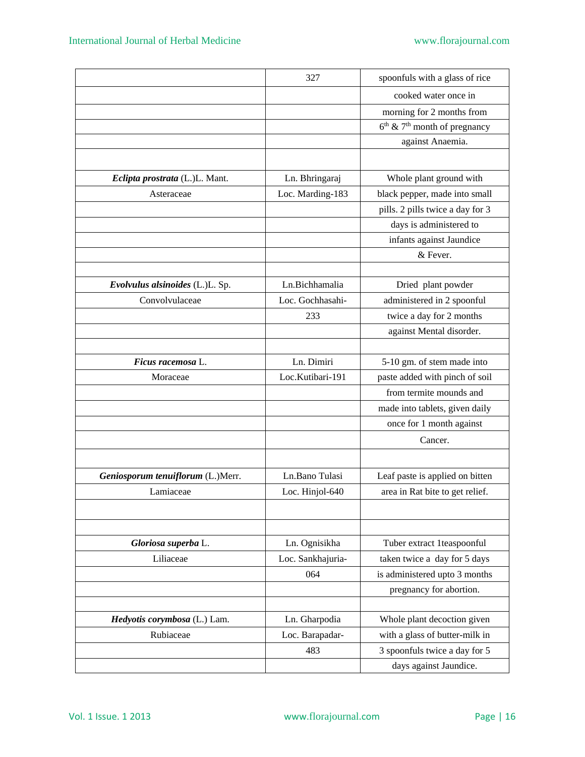| | | |
|---|---|---|
| | 327 | spoonfuls with a glass of rice cooked water once in morning for 2 months from 6th & 7th month of pregnancy against Anaemia. |
| ***Eclipta prostrata*** (L.)L. Mant. Asteraceae | Ln. Bhringaraj Loc. Marding-183 | Whole plant ground with black pepper, made into small pills. 2 pills twice a day for 3 days is administered to infants against Jaundice & Fever. |
| ***Evolvulus alsinoides*** (L.)L. Sp. Convolvulaceae | Ln.Bichhamalia Loc. Gochhasahi-233 | Dried plant powder administered in 2 spoonful twice a day for 2 months against Mental disorder. |
| ***Ficus racemosa*** L. Moraceae | Ln. Dimiri Loc.Kutibari-191 | 5-10 gm. of stem made into paste added with pinch of soil from termite mounds and made into tablets, given daily once for 1 month against Cancer. |
| ***Geniosporum tenuiflorum*** (L.)Merr. Lamiaceae | Ln.Bano Tulasi Loc. Hinjol-640 | Leaf paste is applied on bitten area in Rat bite to get relief. |
| ***Gloriosa superba*** L. Liliaceae | Ln. Ognisikha Loc. Sankhajuria-064 | Tuber extract 1teaspoonful taken twice a day for 5 days is administered upto 3 months pregnancy for abortion. |
| ***Hedyotis corymbosa*** (L.) Lam. Rubiaceae | Ln. Gharpodia Loc. Barapadar-483 | Whole plant decoction given with a glass of butter-milk in 3 spoonfuls twice a day for 5 days against Jaundice. |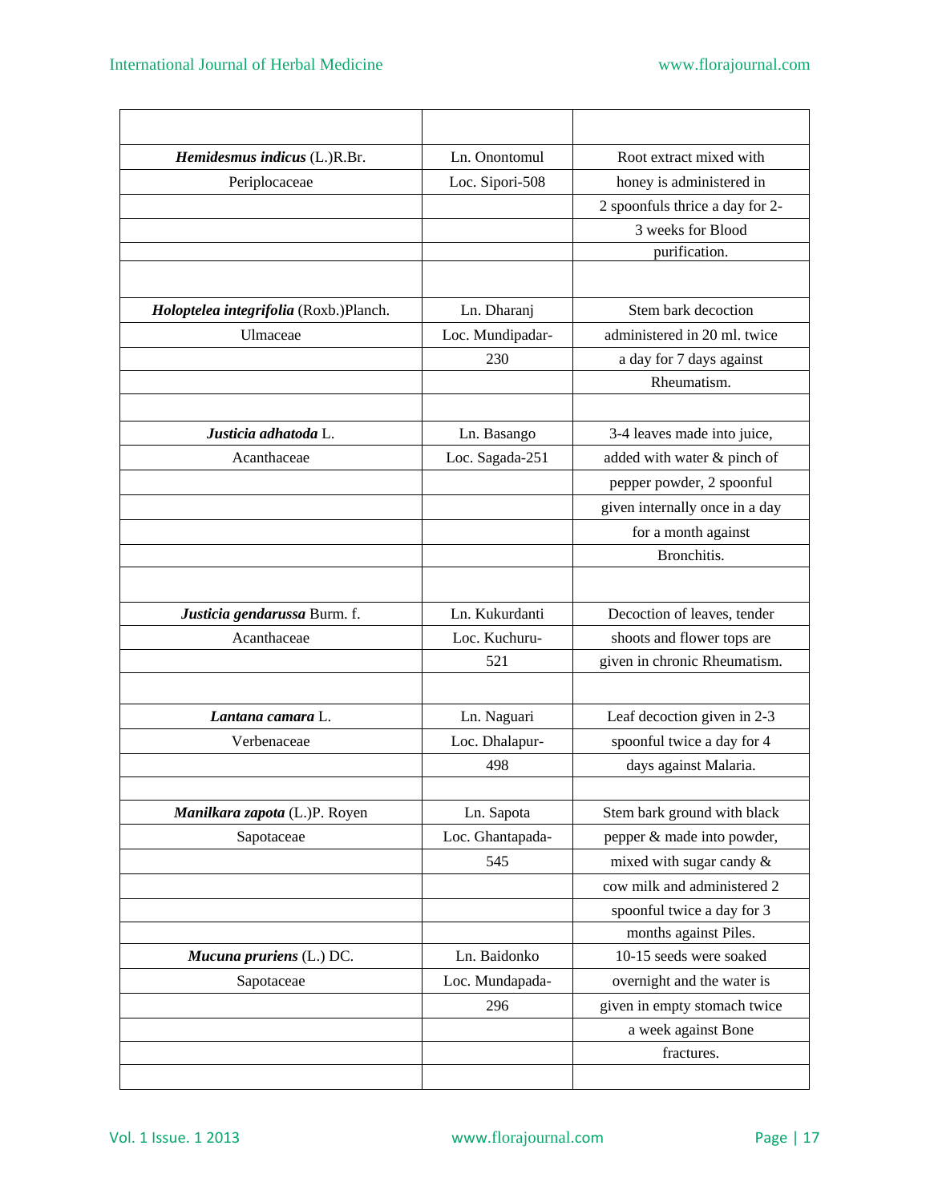| | | |
|---|---|---|
| ***Hemidesmus indicus*** (L.)R.Br. Periplocaceae | Ln. Onontomul Loc. Sipori-508 | Root extract mixed with honey is administered in 2 spoonfuls thrice a day for 2-3 weeks for Blood purification. |
| ***Holoptelea integrifolia*** (Roxb.)Planch. Ulmaceae | Ln. Dharanj Loc. Mundipadar-230 | Stem bark decoction administered in 20 ml. twice a day for 7 days against Rheumatism. |
| ***Justicia adhatoda*** L. Acanthaceae | Ln. Basango Loc. Sagada-251 | 3-4 leaves made into juice, added with water & pinch of pepper powder, 2 spoonful given internally once in a day for a month against Bronchitis. |
| ***Justicia gendarussa*** Burm. f. Acanthaceae | Ln. Kukurdanti Loc. Kuchuru-521 | Decoction of leaves, tender shoots and flower tops are given in chronic Rheumatism. |
| ***Lantana camara*** L. Verbenaceae | Ln. Naguari Loc. Dhalapur-498 | Leaf decoction given in 2-3 spoonful twice a day for 4 days against Malaria. |
| ***Manilkara zapota*** (L.)P. Royen Sapotaceae | Ln. Sapota Loc. Ghantapada-545 | Stem bark ground with black pepper & made into powder, mixed with sugar candy & cow milk and administered 2 spoonful twice a day for 3 months against Piles. |
| ***Mucuna pruriens*** (L.) DC. Sapotaceae | Ln. Baidonko Loc. Mundapada-296 | 10-15 seeds were soaked overnight and the water is given in empty stomach twice a week against Bone fractures. |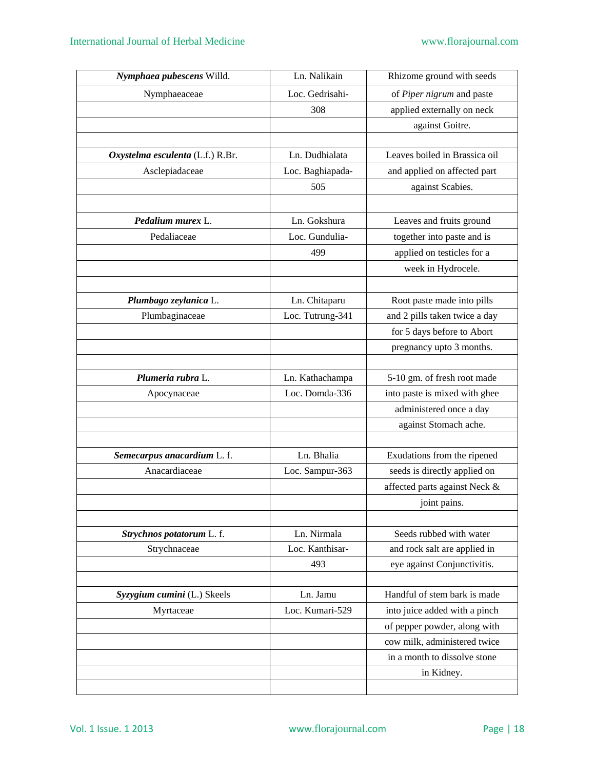| | | |
|---|---|---|
| ***Nymphaea pubescens*** Willd. Nymphaeaceae | Ln. Nalikain Loc. Gedrisahi-308 | Rhizome ground with seeds of *Piper nigrum* and paste applied externally on neck against Goitre. |
| ***Oxystelma esculenta*** (L.f.) R.Br. Asclepiadaceae | Ln. Dudhialata Loc. Baghiapada-505 | Leaves boiled in Brassica oil and applied on affected part against Scabies. |
| ***Pedalium murex*** L. Pedaliaceae | Ln. Gokshura Loc. Gundulia-499 | Leaves and fruits ground together into paste and is applied on testicles for a week in Hydrocele. |
| ***Plumbago zeylanica*** L. Plumbaginaceae | Ln. Chitaparu Loc. Tutrung-341 | Root paste made into pills and 2 pills taken twice a day for 5 days before to Abort pregnancy upto 3 months. |
| ***Plumeria rubra*** L. Apocynaceae | Ln. Kathachampa Loc. Domda-336 | 5-10 gm. of fresh root made into paste is mixed with ghee administered once a day against Stomach ache. |
| ***Semecarpus anacardium*** L. f. Anacardiaceae | Ln. Bhalia Loc. Sampur-363 | Exudations from the ripened seeds is directly applied on affected parts against Neck & joint pains. |
| ***Strychnos potatorum*** L. f. Strychnaceae | Ln. Nirmala Loc. Kanthisar-493 | Seeds rubbed with water and rock salt are applied in eye against Conjunctivitis. |
| ***Syzygium cumini*** (L.) Skeels Myrtaceae | Ln. Jamu Loc. Kumari-529 | Handful of stem bark is made into juice added with a pinch of pepper powder, along with cow milk, administered twice in a month to dissolve stone in Kidney. |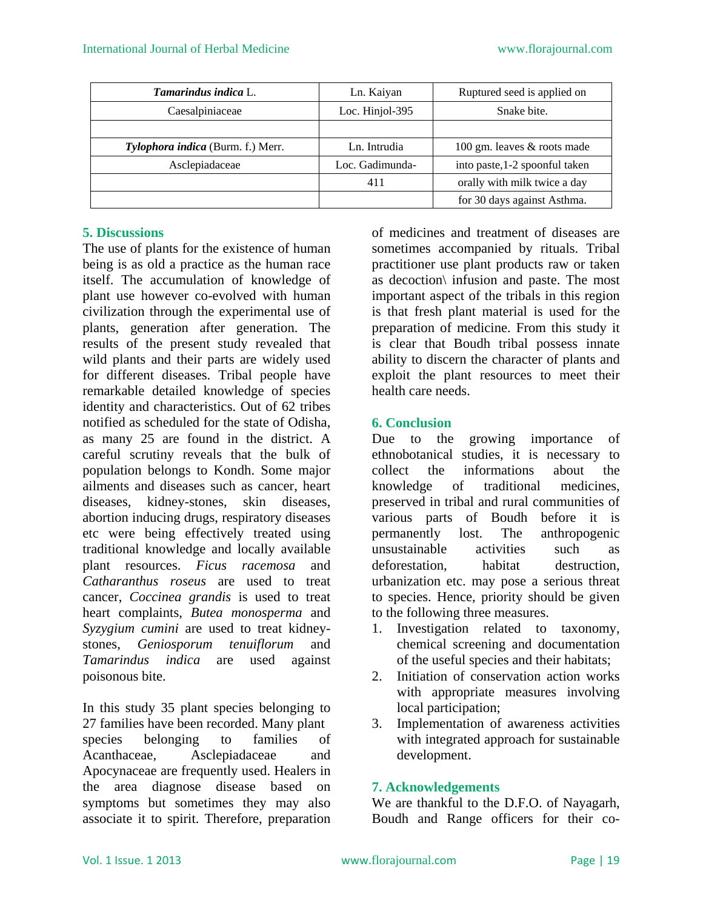| | | |
|---|---|---|
| ***Tamarindus indica*** L. | Ln. Kaiyan | Ruptured seed is applied on |
| Caesalpiniaceae | Loc. Hinjol-395 | Snake bite. |
| | | |
| ***Tylophora indica*** (Burm. f.) Merr. | Ln. Intrudia | 100 gm. leaves & roots made |
| Asclepiadaceae | Loc. Gadimunda- | into paste,1-2 spoonful taken |
| | 411 | orally with milk twice a day |
| | | for 30 days against Asthma. |

## 5. Discussions

The use of plants for the existence of human being is as old a practice as the human race itself. The accumulation of knowledge of plant use however co-evolved with human civilization through the experimental use of plants, generation after generation. The results of the present study revealed that wild plants and their parts are widely used for different diseases. Tribal people have remarkable detailed knowledge of species identity and characteristics. Out of 62 tribes notified as scheduled for the state of Odisha, as many 25 are found in the district. A careful scrutiny reveals that the bulk of population belongs to Kondh. Some major ailments and diseases such as cancer, heart diseases, kidney-stones, skin diseases, abortion inducing drugs, respiratory diseases etc were being effectively treated using traditional knowledge and locally available plant resources. *Ficus racemosa* and *Catharanthus roseus* are used to treat cancer, *Coccinea grandis* is used to treat heart complaints, *Butea monosperma* and *Syzygium cumini* are used to treat kidney-stones, *Geniosporum tenuiflorum* and *Tamarindus indica* are used against poisonous bite.

In this study 35 plant species belonging to 27 families have been recorded. Many plant species belonging to families of Acanthaceae, Asclepiadaceae and Apocynaceae are frequently used. Healers in the area diagnose disease based on symptoms but sometimes they may also associate it to spirit. Therefore, preparation of medicines and treatment of diseases are sometimes accompanied by rituals. Tribal practitioner use plant products raw or taken as decoction\ infusion and paste. The most important aspect of the tribals in this region is that fresh plant material is used for the preparation of medicine. From this study it is clear that Boudh tribal possess innate ability to discern the character of plants and exploit the plant resources to meet their health care needs.

## 6. Conclusion

Due to the growing importance of ethnobotanical studies, it is necessary to collect the informations about the knowledge of traditional medicines, preserved in tribal and rural communities of various parts of Boudh before it is permanently lost. The anthropogenic unsustainable activities such as deforestation, habitat destruction, urbanization etc. may pose a serious threat to species. Hence, priority should be given to the following three measures.

1. Investigation related to taxonomy, chemical screening and documentation of the useful species and their habitats;
2. Initiation of conservation action works with appropriate measures involving local participation;
3. Implementation of awareness activities with integrated approach for sustainable development.

## 7. Acknowledgements

We are thankful to the D.F.O. of Nayagarh, Boudh and Range officers for their co-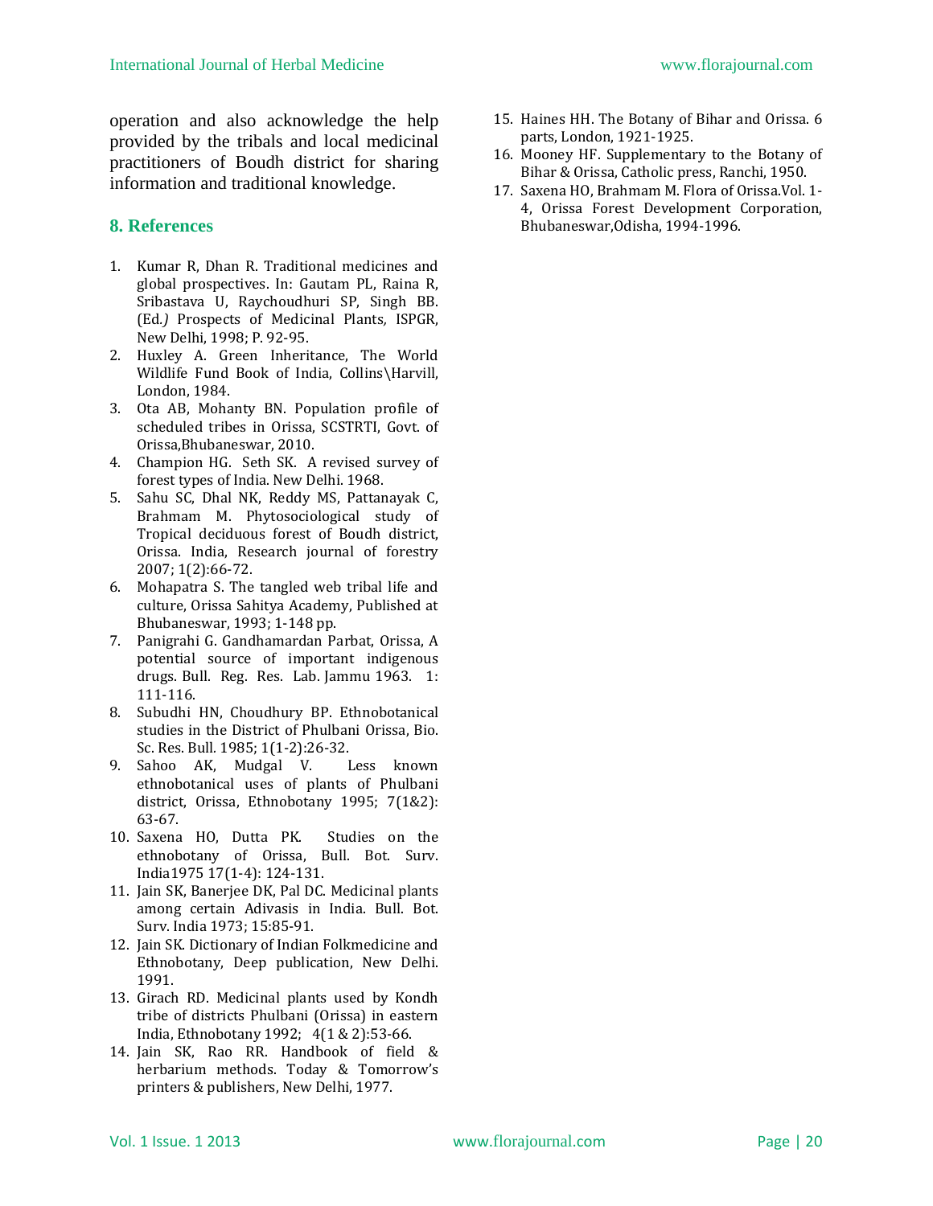operation and also acknowledge the help provided by the tribals and local medicinal practitioners of Boudh district for sharing information and traditional knowledge.

## 8. References

1. Kumar R, Dhan R. Traditional medicines and global prospectives. In: Gautam PL, Raina R, Sribastava U, Raychoudhuri SP, Singh BB. (Ed.*)* Prospects of Medicinal Plants*,* ISPGR, New Delhi, 1998; P. 92-95.
2. Huxley A. Green Inheritance, The World Wildlife Fund Book of India, Collins\Harvill, London, 1984.
3. Ota AB, Mohanty BN. Population profile of scheduled tribes in Orissa, SCSTRTI, Govt. of Orissa,Bhubaneswar, 2010.
4. Champion HG. Seth SK. A revised survey of forest types of India. New Delhi. 1968.
5. Sahu SC, Dhal NK, Reddy MS, Pattanayak C, Brahmam M. Phytosociological study of Tropical deciduous forest of Boudh district, Orissa. India, Research journal of forestry 2007; 1(2):66-72.
6. Mohapatra S. The tangled web tribal life and culture, Orissa Sahitya Academy, Published at Bhubaneswar, 1993; 1-148 pp.
7. Panigrahi G. Gandhamardan Parbat, Orissa, A potential source of important indigenous drugs. Bull. Reg. Res. Lab. Jammu 1963. 1: 111-116.
8. Subudhi HN, Choudhury BP. Ethnobotanical studies in the District of Phulbani Orissa, Bio. Sc. Res. Bull. 1985; 1(1-2):26-32.
9. Sahoo AK, Mudgal V. Less known ethnobotanical uses of plants of Phulbani district, Orissa, Ethnobotany 1995; 7(1&2): 63-67.
10. Saxena HO, Dutta PK. Studies on the ethnobotany of Orissa, Bull. Bot. Surv. India1975 17(1-4): 124-131.
11. Jain SK, Banerjee DK, Pal DC. Medicinal plants among certain Adivasis in India. Bull. Bot. Surv. India 1973; 15:85-91.
12. Jain SK. Dictionary of Indian Folkmedicine and Ethnobotany, Deep publication, New Delhi. 1991.
13. Girach RD. Medicinal plants used by Kondh tribe of districts Phulbani (Orissa) in eastern India, Ethnobotany 1992; 4(1 & 2):53-66.
14. Jain SK, Rao RR. Handbook of field & herbarium methods. Today & Tomorrow's printers & publishers, New Delhi, 1977.
15. Haines HH. The Botany of Bihar and Orissa. 6 parts, London, 1921-1925.
16. Mooney HF. Supplementary to the Botany of Bihar & Orissa, Catholic press, Ranchi, 1950.
17. Saxena HO, Brahmam M. Flora of Orissa.Vol. 1-4, Orissa Forest Development Corporation, Bhubaneswar,Odisha, 1994-1996.